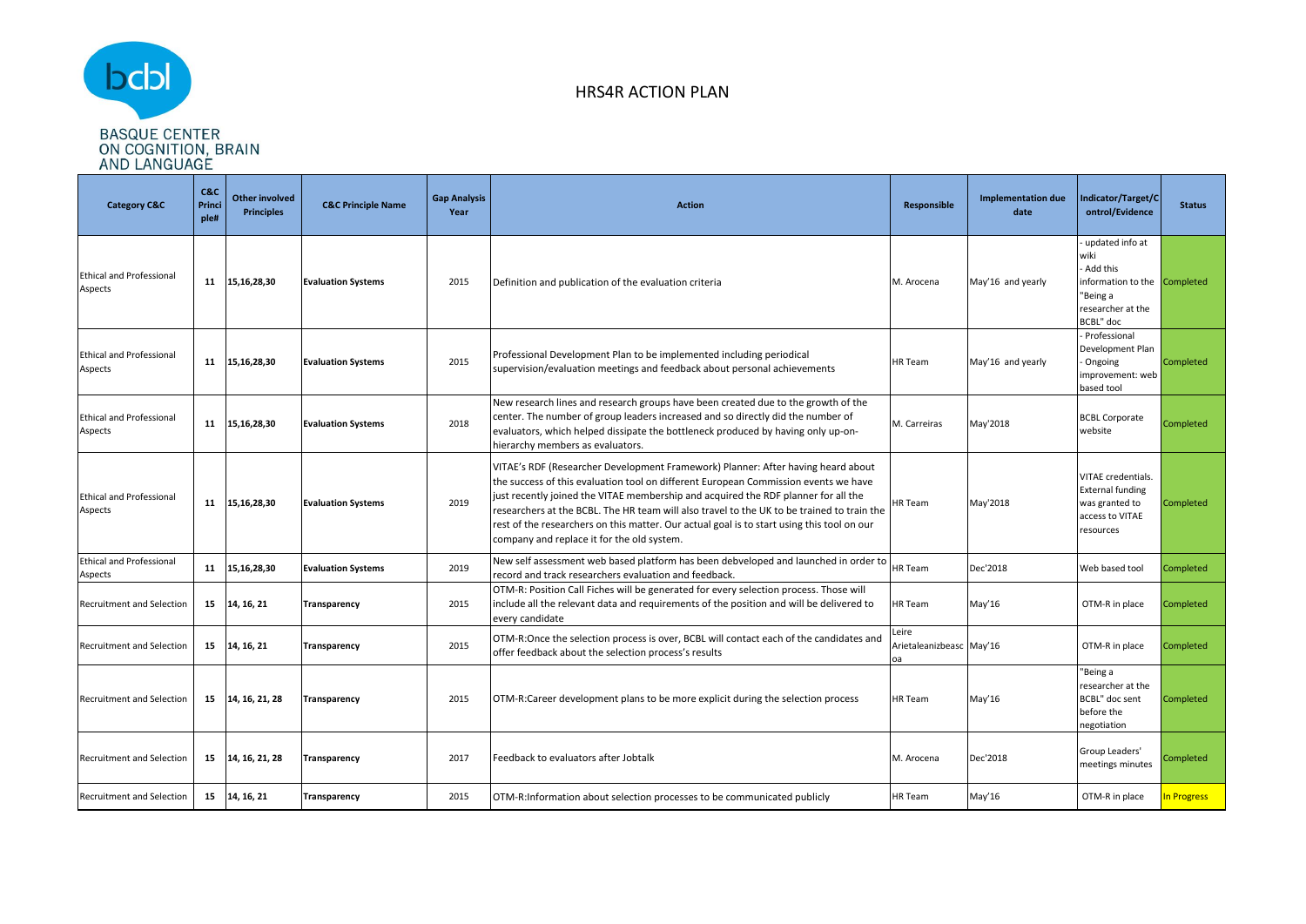BASQUE CENTER ON COGNITION, BRAIN AND LANGUAGE

# HRS4R ACTION PLAN

| Category C&C | C&C Principle# | Other involved Principles | C&C Principle Name | Gap Analysis Year | Action | Responsible | Implementation due date | Indicator/Target/Control/Evidence | Status |
|---|---|---|---|---|---|---|---|---|---|
| Ethical and Professional Aspects | 11 | 15,16,28,30 | **Evaluation Systems** | 2015 | Definition and publication of the evaluation criteria | M. Arocena | May'16 and yearly | - updated info at wiki<br>- Add this information to the "Being a researcher at the BCBL" doc | Completed |
| Ethical and Professional Aspects | 11 | 15,16,28,30 | **Evaluation Systems** | 2015 | Professional Development Plan to be implemented including periodical supervision/evaluation meetings and feedback about personal achievements | HR Team | May'16 and yearly | - Professional Development Plan<br>- Ongoing improvement: web based tool | Completed |
| Ethical and Professional Aspects | 11 | 15,16,28,30 | **Evaluation Systems** | 2018 | New research lines and research groups have been created due to the growth of the center. The number of group leaders increased and so directly did the number of evaluators, which helped dissipate the bottleneck produced by having only up-on-hierarchy members as evaluators. | M. Carreiras | May'2018 | BCBL Corporate website | Completed |
| Ethical and Professional Aspects | 11 | 15,16,28,30 | **Evaluation Systems** | 2019 | VITAE's RDF (Researcher Development Framework) Planner: After having heard about the success of this evaluation tool on different European Commission events we have just recently joined the VITAE membership and acquired the RDF planner for all the researchers at the BCBL. The HR team will also travel to the UK to be trained to train the rest of the researchers on this matter. Our actual goal is to start using this tool on our company and replace it for the old system. | HR Team | May'2018 | VITAE credentials. External funding was granted to access to VITAE resources | Completed |
| Ethical and Professional Aspects | 11 | 15,16,28,30 | **Evaluation Systems** | 2019 | New self assessment web based platform has been debveloped and launched in order to record and track researchers evaluation and feedback. | HR Team | Dec'2018 | Web based tool | Completed |
| Recruitment and Selection | 15 | 14, 16, 21 | **Transparency** | 2015 | OTM-R: Position Call Fiches will be generated for every selection process. Those will include all the relevant data and requirements of the position and will be delivered to every candidate | HR Team | May'16 | OTM-R in place | Completed |
| Recruitment and Selection | 15 | 14, 16, 21 | **Transparency** | 2015 | OTM-R:Once the selection process is over, BCBL will contact each of the candidates and offer feedback about the selection process's results | Leire Arietaleanizbeascoa | May'16 | OTM-R in place | Completed |
| Recruitment and Selection | 15 | 14, 16, 21, 28 | **Transparency** | 2015 | OTM-R:Career development plans to be more explicit during the selection process | HR Team | May'16 | "Being a researcher at the BCBL" doc sent before the negotiation | Completed |
| Recruitment and Selection | 15 | 14, 16, 21, 28 | **Transparency** | 2017 | Feedback to evaluators after Jobtalk | M. Arocena | Dec'2018 | Group Leaders' meetings minutes | Completed |
| Recruitment and Selection | 15 | 14, 16, 21 | **Transparency** | 2015 | OTM-R:Information about selection processes to be communicated publicly | HR Team | May'16 | OTM-R in place | In Progress |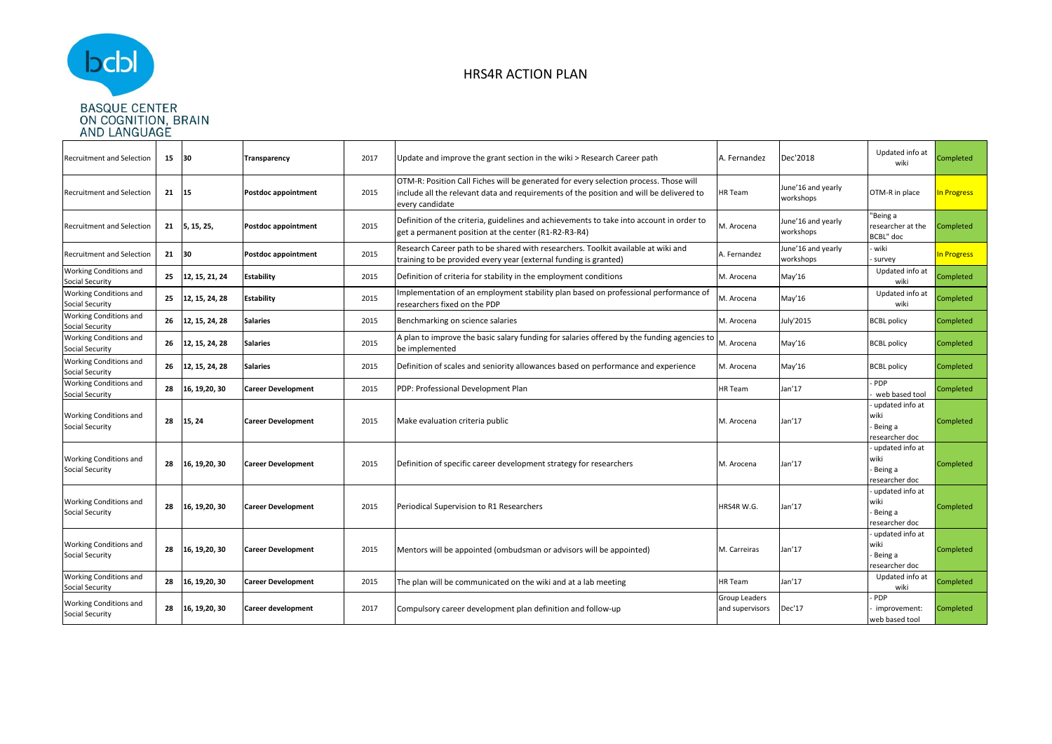BASQUE CENTER ON COGNITION, BRAIN AND LANGUAGE

# HRS4R ACTION PLAN

| | | | | | | | | | |
|---|---|---|---|---|---|---|---|---|---|
| Recruitment and Selection | 15 | 30 | **Transparency** | 2017 | Update and improve the grant section in the wiki > Research Career path | A. Fernandez | Dec'2018 | Updated info at wiki | Completed |
| Recruitment and Selection | 21 | 15 | **Postdoc appointment** | 2015 | OTM-R: Position Call Fiches will be generated for every selection process. Those will include all the relevant data and requirements of the position and will be delivered to every candidate | HR Team | June'16 and yearly workshops | OTM-R in place | In Progress |
| Recruitment and Selection | 21 | 5, 15, 25, | **Postdoc appointment** | 2015 | Definition of the criteria, guidelines and achievements to take into account in order to get a permanent position at the center (R1-R2-R3-R4) | M. Arocena | June'16 and yearly workshops | "Being a researcher at the BCBL" doc | Completed |
| Recruitment and Selection | 21 | 30 | **Postdoc appointment** | 2015 | Research Career path to be shared with researchers. Toolkit available at wiki and training to be provided every year (external funding is granted) | A. Fernandez | June'16 and yearly workshops | - wiki<br>- survey | In Progress |
| Working Conditions and Social Security | 25 | 12, 15, 21, 24 | **Estability** | 2015 | Definition of criteria for stability in the employment conditions | M. Arocena | May'16 | Updated info at wiki | Completed |
| Working Conditions and Social Security | 25 | 12, 15, 24, 28 | **Estability** | 2015 | Implementation of an employment stability plan based on professional performance of researchers fixed on the PDP | M. Arocena | May'16 | Updated info at wiki | Completed |
| Working Conditions and Social Security | 26 | 12, 15, 24, 28 | **Salaries** | 2015 | Benchmarking on science salaries | M. Arocena | July'2015 | BCBL policy | Completed |
| Working Conditions and Social Security | 26 | 12, 15, 24, 28 | **Salaries** | 2015 | A plan to improve the basic salary funding for salaries offered by the funding agencies to be implemented | M. Arocena | May'16 | BCBL policy | Completed |
| Working Conditions and Social Security | 26 | 12, 15, 24, 28 | **Salaries** | 2015 | Definition of scales and seniority allowances based on performance and experience | M. Arocena | May'16 | BCBL policy | Completed |
| Working Conditions and Social Security | 28 | 16, 19,20, 30 | **Career Development** | 2015 | PDP: Professional Development Plan | HR Team | Jan'17 | - PDP<br>- web based tool | Completed |
| Working Conditions and Social Security | 28 | 15, 24 | **Career Development** | 2015 | Make evaluation criteria public | M. Arocena | Jan'17 | - updated info at wiki<br>- Being a researcher doc | Completed |
| Working Conditions and Social Security | 28 | 16, 19,20, 30 | **Career Development** | 2015 | Definition of specific career development strategy for researchers | M. Arocena | Jan'17 | - updated info at wiki<br>- Being a researcher doc | Completed |
| Working Conditions and Social Security | 28 | 16, 19,20, 30 | **Career Development** | 2015 | Periodical Supervision to R1 Researchers | HRS4R W.G. | Jan'17 | - updated info at wiki<br>- Being a researcher doc | Completed |
| Working Conditions and Social Security | 28 | 16, 19,20, 30 | **Career Development** | 2015 | Mentors will be appointed (ombudsman or advisors will be appointed) | M. Carreiras | Jan'17 | - updated info at wiki<br>- Being a researcher doc | Completed |
| Working Conditions and Social Security | 28 | 16, 19,20, 30 | **Career Development** | 2015 | The plan will be communicated on the wiki and at a lab meeting | HR Team | Jan'17 | Updated info at wiki | Completed |
| Working Conditions and Social Security | 28 | 16, 19,20, 30 | **Career development** | 2017 | Compulsory career development plan definition and follow-up | Group Leaders and supervisors | Dec'17 | - PDP<br>- improvement: web based tool | Completed |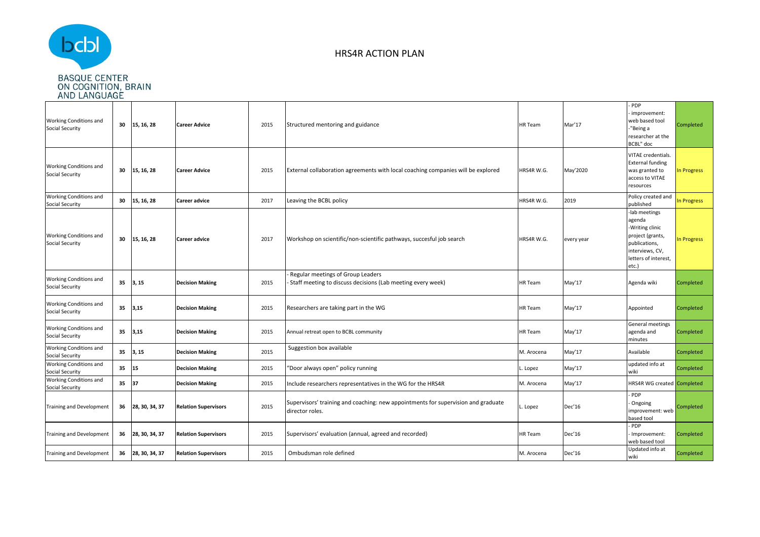BASQUE CENTER ON COGNITION, BRAIN AND LANGUAGE

# HRS4R ACTION PLAN

| | | | | | | | | | |
|---|---|---|---|---|---|---|---|---|---|
| Working Conditions and Social Security | 30 | 15, 16, 28 | Career Advice | 2015 | Structured mentoring and guidance | HR Team | Mar'17 | - PDP<br>- improvement: web based tool<br>-"Being a researcher at the BCBL" doc | Completed |
| Working Conditions and Social Security | 30 | 15, 16, 28 | Career Advice | 2015 | External collaboration agreements with local coaching companies will be explored | HRS4R W.G. | May'2020 | VITAE credentials. External funding was granted to access to VITAE resources | In Progress |
| Working Conditions and Social Security | 30 | 15, 16, 28 | Career advice | 2017 | Leaving the BCBL policy | HRS4R W.G. | 2019 | Policy created and published | In Progress |
| Working Conditions and Social Security | 30 | 15, 16, 28 | Career advice | 2017 | Workshop on scientific/non-scientific pathways, succesful job search | HRS4R W.G. | every year | -lab meetings agenda<br>-Writing clinic project (grants, publications, interviews, CV, letters of interest, etc.) | In Progress |
| Working Conditions and Social Security | 35 | 3, 15 | Decision Making | 2015 | - Regular meetings of Group Leaders<br>- Staff meeting to discuss decisions (Lab meeting every week) | HR Team | May'17 | Agenda wiki | Completed |
| Working Conditions and Social Security | 35 | 3,15 | Decision Making | 2015 | Researchers are taking part in the WG | HR Team | May'17 | Appointed | Completed |
| Working Conditions and Social Security | 35 | 3,15 | Decision Making | 2015 | Annual retreat open to BCBL community | HR Team | May'17 | General meetings agenda and minutes | Completed |
| Working Conditions and Social Security | 35 | 3, 15 | Decision Making | 2015 | Suggestion box available | M. Arocena | May'17 | Available | Completed |
| Working Conditions and Social Security | 35 | 15 | Decision Making | 2015 | "Door always open" policy running | L. Lopez | May'17 | updated info at wiki | Completed |
| Working Conditions and Social Security | 35 | 37 | Decision Making | 2015 | Include researchers representatives in the WG for the HRS4R | M. Arocena | May'17 | HRS4R WG created | Completed |
| Training and Development | 36 | 28, 30, 34, 37 | Relation Supervisors | 2015 | Supervisors' training and coaching: new appointments for supervision and graduate director roles. | L. Lopez | Dec'16 | - PDP<br>- Ongoing improvement: web based tool | Completed |
| Training and Development | 36 | 28, 30, 34, 37 | Relation Supervisors | 2015 | Supervisors' evaluation (annual, agreed and recorded) | HR Team | Dec'16 | - PDP<br>- Improvement: web based tool | Completed |
| Training and Development | 36 | 28, 30, 34, 37 | Relation Supervisors | 2015 | Ombudsman role defined | M. Arocena | Dec'16 | Updated info at wiki | Completed |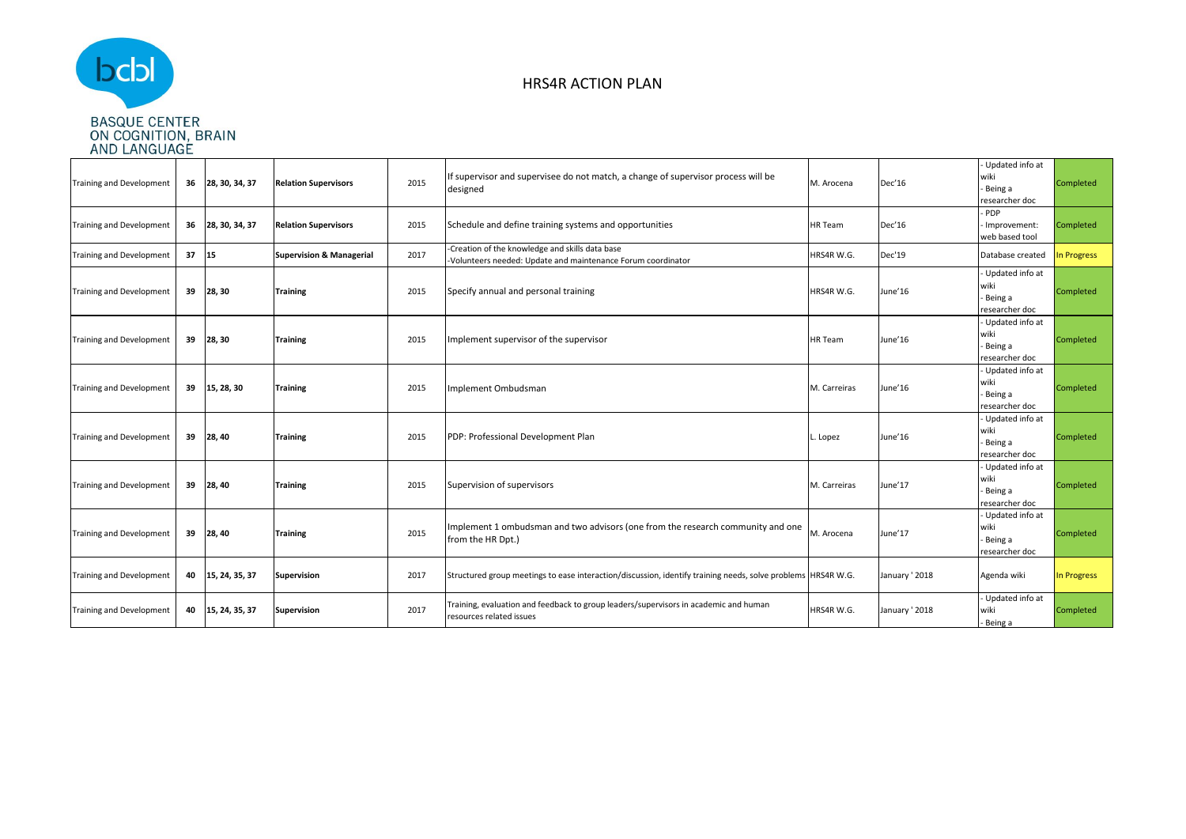BASQUE CENTER ON COGNITION, BRAIN AND LANGUAGE

# HRS4R ACTION PLAN

| | | | | | | | | | |
|---|---|---|---|---|---|---|---|---|---|
| Training and Development | 36 | 28, 30, 34, 37 | **Relation Supervisors** | 2015 | If supervisor and supervisee do not match, a change of supervisor process will be designed | M. Arocena | Dec'16 | - Updated info at wiki<br>- Being a researcher doc | Completed |
| Training and Development | 36 | 28, 30, 34, 37 | **Relation Supervisors** | 2015 | Schedule and define training systems and opportunities | HR Team | Dec'16 | - PDP<br>- Improvement: web based tool | Completed |
| Training and Development | 37 | 15 | **Supervision & Managerial** | 2017 | -Creation of the knowledge and skills data base<br>-Volunteers needed: Update and maintenance Forum coordinator | HRS4R W.G. | Dec'19 | Database created | In Progress |
| Training and Development | 39 | 28, 30 | **Training** | 2015 | Specify annual and personal training | HRS4R W.G. | June'16 | - Updated info at wiki<br>- Being a researcher doc | Completed |
| Training and Development | 39 | 28, 30 | **Training** | 2015 | Implement supervisor of the supervisor | HR Team | June'16 | - Updated info at wiki<br>- Being a researcher doc | Completed |
| Training and Development | 39 | 15, 28, 30 | **Training** | 2015 | Implement Ombudsman | M. Carreiras | June'16 | - Updated info at wiki<br>- Being a researcher doc | Completed |
| Training and Development | 39 | 28, 40 | **Training** | 2015 | PDP: Professional Development Plan | L. Lopez | June'16 | - Updated info at wiki<br>- Being a researcher doc | Completed |
| Training and Development | 39 | 28, 40 | **Training** | 2015 | Supervision of supervisors | M. Carreiras | June'17 | - Updated info at wiki<br>- Being a researcher doc | Completed |
| Training and Development | 39 | 28, 40 | **Training** | 2015 | Implement 1 ombudsman and two advisors (one from the research community and one from the HR Dpt.) | M. Arocena | June'17 | - Updated info at wiki<br>- Being a researcher doc | Completed |
| Training and Development | 40 | 15, 24, 35, 37 | **Supervision** | 2017 | Structured group meetings to ease interaction/discussion, identify training needs, solve problems | HRS4R W.G. | January ' 2018 | Agenda wiki | In Progress |
| Training and Development | 40 | 15, 24, 35, 37 | **Supervision** | 2017 | Training, evaluation and feedback to group leaders/supervisors in academic and human resources related issues | HRS4R W.G. | January ' 2018 | - Updated info at wiki<br>- Being a | Completed |